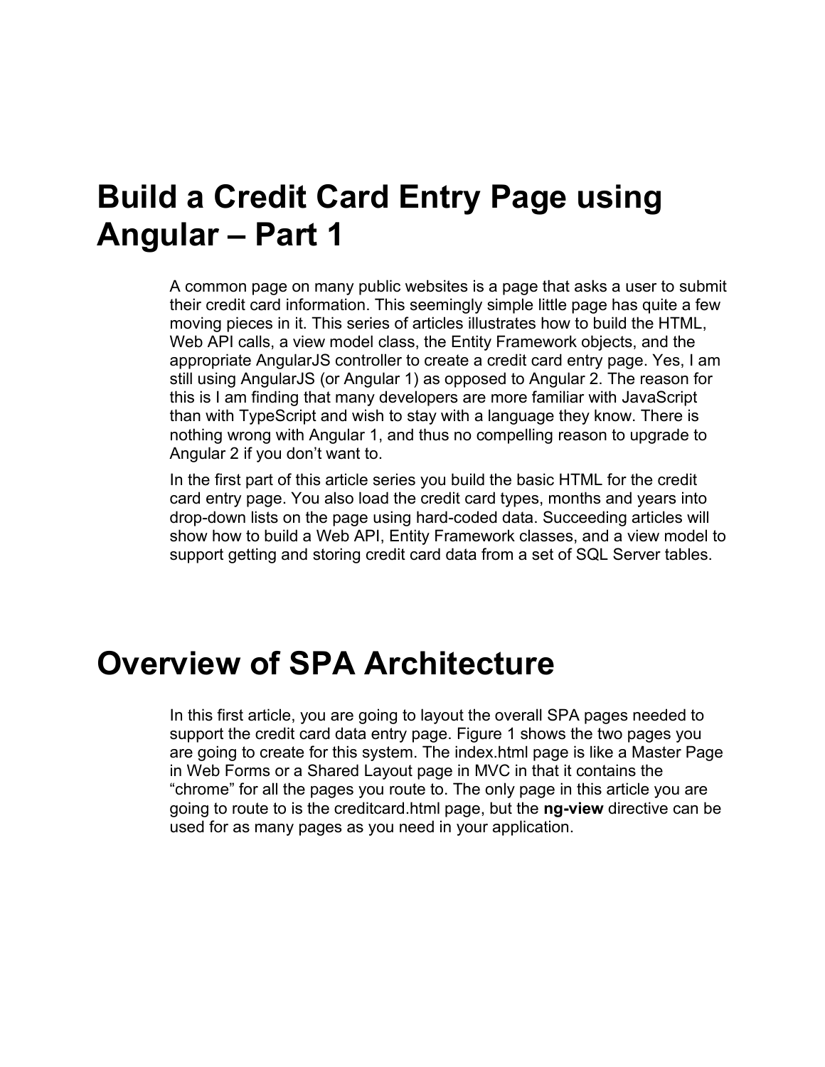# Build a Credit Card Entry Page using Angular – Part 1

A common page on many public websites is a page that asks a user to submit their credit card information. This seemingly simple little page has quite a few moving pieces in it. This series of articles illustrates how to build the HTML, Web API calls, a view model class, the Entity Framework objects, and the appropriate AngularJS controller to create a credit card entry page. Yes, I am still using AngularJS (or Angular 1) as opposed to Angular 2. The reason for this is I am finding that many developers are more familiar with JavaScript than with TypeScript and wish to stay with a language they know. There is nothing wrong with Angular 1, and thus no compelling reason to upgrade to Angular 2 if you don't want to.

In the first part of this article series you build the basic HTML for the credit card entry page. You also load the credit card types, months and years into drop-down lists on the page using hard-coded data. Succeeding articles will show how to build a Web API, Entity Framework classes, and a view model to support getting and storing credit card data from a set of SQL Server tables.

# Overview of SPA Architecture

In this first article, you are going to layout the overall SPA pages needed to support the credit card data entry page. Figure 1 shows the two pages you are going to create for this system. The index.html page is like a Master Page in Web Forms or a Shared Layout page in MVC in that it contains the "chrome" for all the pages you route to. The only page in this article you are going to route to is the creditcard.html page, but the **ng-view** directive can be used for as many pages as you need in your application.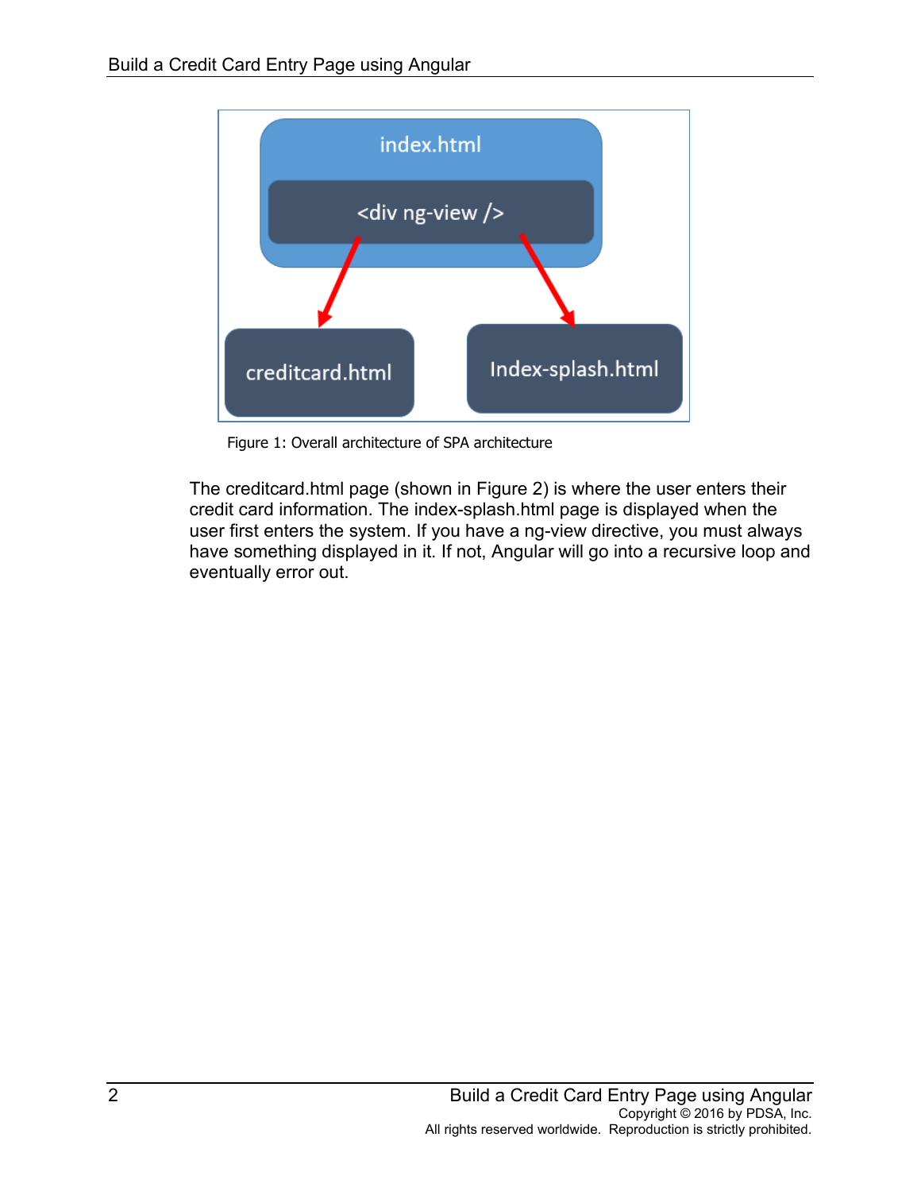Figure 1: Overall architecture of SPA architecture

The creditcard.html page (shown in Figure 2) is where the user enters their credit card information. The index-splash.html page is displayed when the user first enters the system. If you have a ng-view directive, you must always have something displayed in it. If not, Angular will go into a recursive loop and eventually error out.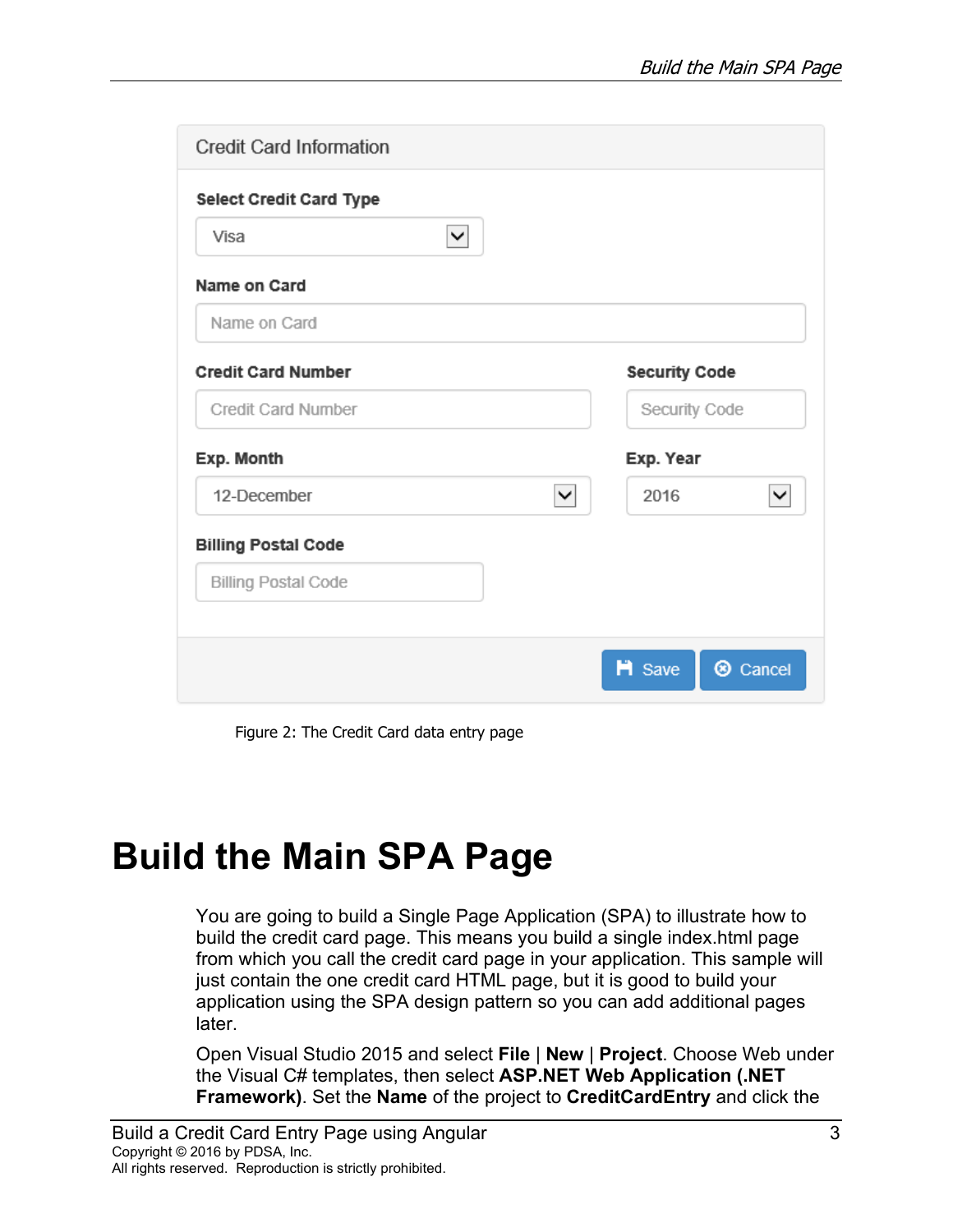Figure 2: The Credit Card data entry page

# Build the Main SPA Page

You are going to build a Single Page Application (SPA) to illustrate how to build the credit card page. This means you build a single index.html page from which you call the credit card page in your application. This sample will just contain the one credit card HTML page, but it is good to build your application using the SPA design pattern so you can add additional pages later.

Open Visual Studio 2015 and select **File** | **New** | **Project**. Choose Web under the Visual C# templates, then select **ASP.NET Web Application (.NET Framework)**. Set the **Name** of the project to **CreditCardEntry** and click the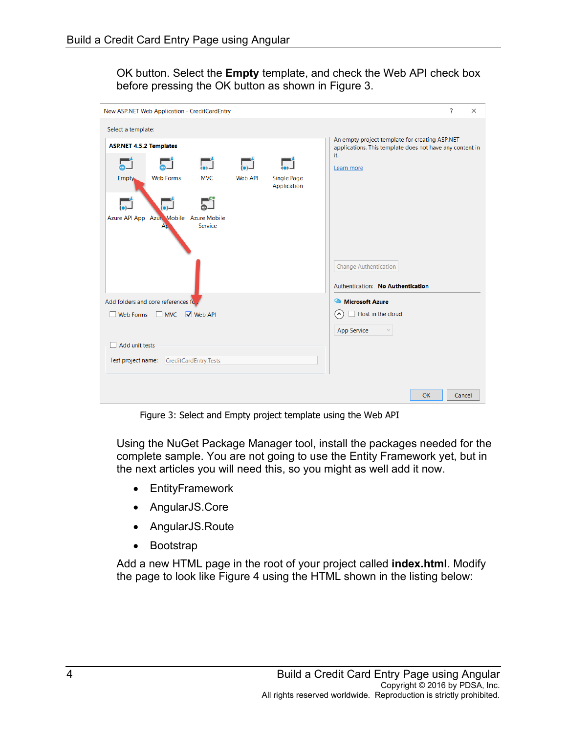OK button. Select the **Empty** template, and check the Web API check box before pressing the OK button as shown in Figure 3.

Figure 3: Select and Empty project template using the Web API

Using the NuGet Package Manager tool, install the packages needed for the complete sample. You are not going to use the Entity Framework yet, but in the next articles you will need this, so you might as well add it now.

- EntityFramework
- AngularJS.Core
- AngularJS.Route
- Bootstrap

Add a new HTML page in the root of your project called **index.html**. Modify the page to look like Figure 4 using the HTML shown in the listing below: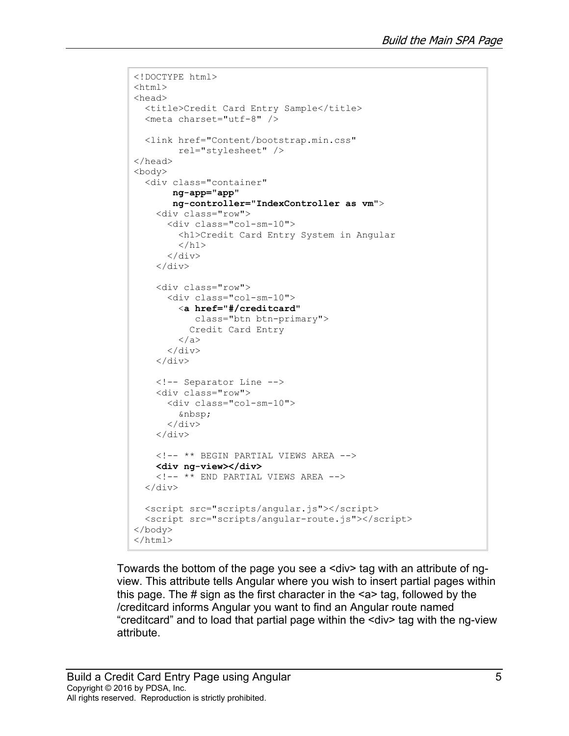```
<!DOCTYPE html>
<html>
<head>
  <title>Credit Card Entry Sample</title>
  <meta charset="utf-8" />

  <link href="Content/bootstrap.min.css"
        rel="stylesheet" />
</head>
<body>
  <div class="container"
       ng-app="app"
       ng-controller="IndexController as vm">
    <div class="row">
      <div class="col-sm-10">
        <h1>Credit Card Entry System in Angular
        </h1>
      </div>
    </div>

    <div class="row">
      <div class="col-sm-10">
        <a href="#/creditcard"
           class="btn btn-primary">
          Credit Card Entry
        </a>
      </div>
    </div>

    <!-- Separator Line -->
    <div class="row">
      <div class="col-sm-10">
        &nbsp;
      </div>
    </div>

    <!-- ** BEGIN PARTIAL VIEWS AREA -->
    <div ng-view></div>
    <!-- ** END PARTIAL VIEWS AREA -->
  </div>

  <script src="scripts/angular.js"></script>
  <script src="scripts/angular-route.js"></script>
</body>
</html>
```

Towards the bottom of the page you see a <div> tag with an attribute of ng-view. This attribute tells Angular where you wish to insert partial pages within this page. The # sign as the first character in the <a> tag, followed by the /creditcard informs Angular you want to find an Angular route named "creditcard" and to load that partial page within the <div> tag with the ng-view attribute.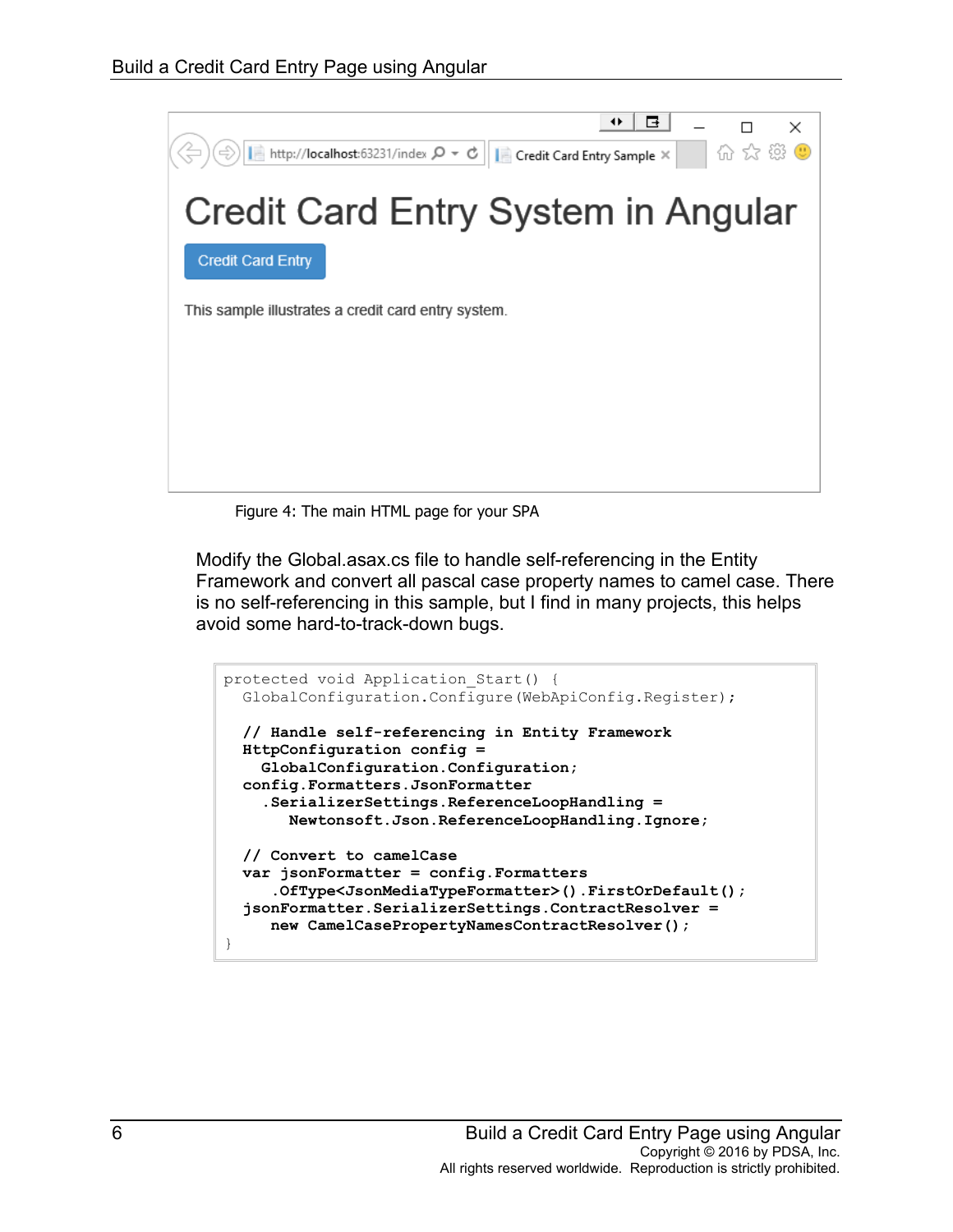Figure 4: The main HTML page for your SPA

Modify the Global.asax.cs file to handle self-referencing in the Entity Framework and convert all pascal case property names to camel case. There is no self-referencing in this sample, but I find in many projects, this helps avoid some hard-to-track-down bugs.

```
protected void Application_Start() {
  GlobalConfiguration.Configure(WebApiConfig.Register);

  // Handle self-referencing in Entity Framework
  HttpConfiguration config =
    GlobalConfiguration.Configuration;
  config.Formatters.JsonFormatter
    .SerializerSettings.ReferenceLoopHandling =
       Newtonsoft.Json.ReferenceLoopHandling.Ignore;

  // Convert to camelCase
  var jsonFormatter = config.Formatters
     .OfType<JsonMediaTypeFormatter>().FirstOrDefault();
  jsonFormatter.SerializerSettings.ContractResolver =
     new CamelCasePropertyNamesContractResolver();
}
```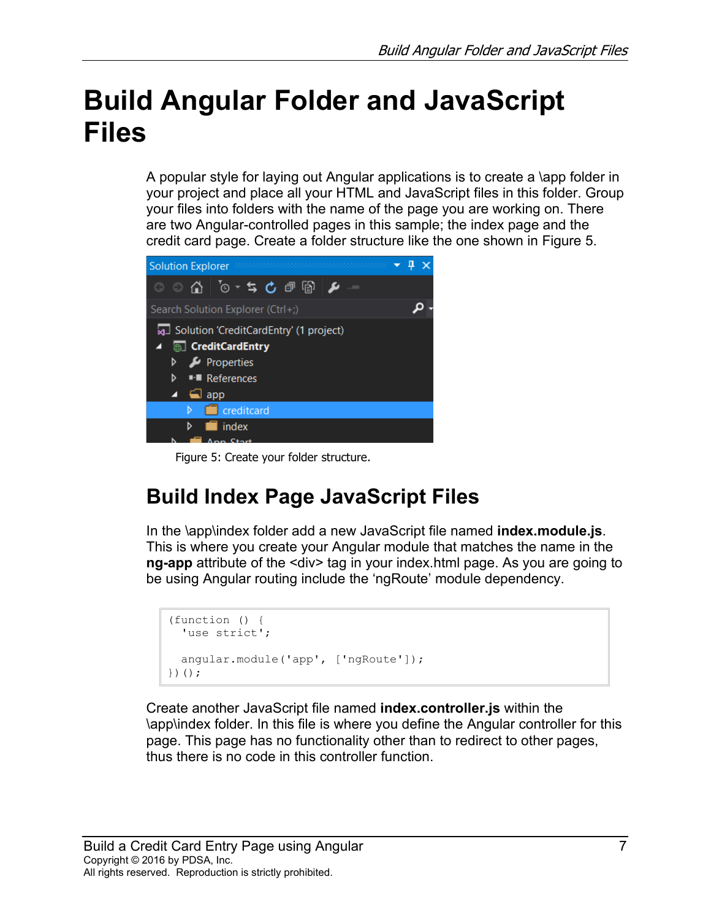# Build Angular Folder and JavaScript Files

A popular style for laying out Angular applications is to create a \app folder in your project and place all your HTML and JavaScript files in this folder. Group your files into folders with the name of the page you are working on. There are two Angular-controlled pages in this sample; the index page and the credit card page. Create a folder structure like the one shown in Figure 5.

Figure 5: Create your folder structure.

## Build Index Page JavaScript Files

In the \app\index folder add a new JavaScript file named **index.module.js**. This is where you create your Angular module that matches the name in the **ng-app** attribute of the <div> tag in your index.html page. As you are going to be using Angular routing include the 'ngRoute' module dependency.

```
(function () {
  'use strict';

  angular.module('app', ['ngRoute']);
})();
```

Create another JavaScript file named **index.controller.js** within the \app\index folder. In this file is where you define the Angular controller for this page. This page has no functionality other than to redirect to other pages, thus there is no code in this controller function.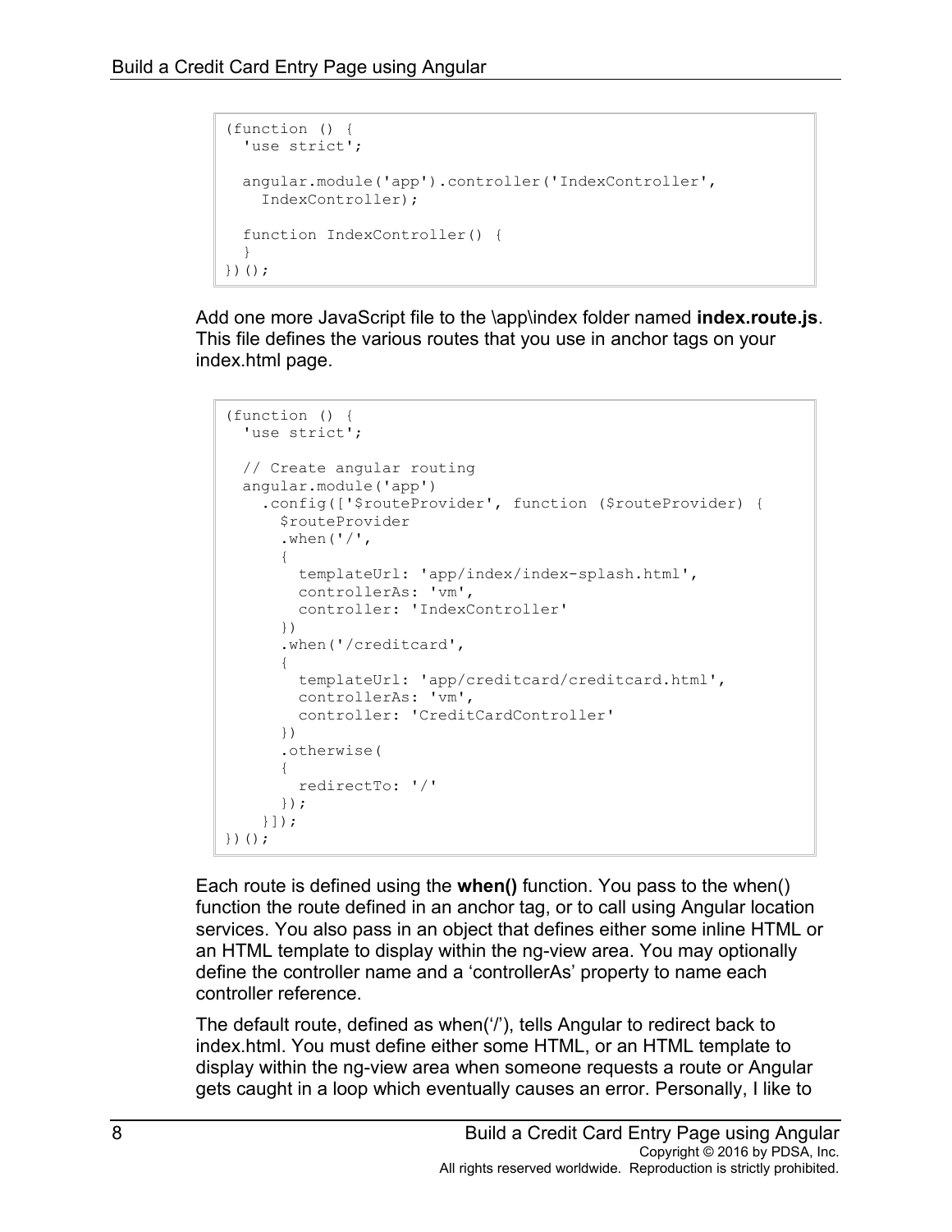```
(function () {
  'use strict';

  angular.module('app').controller('IndexController',
    IndexController);

  function IndexController() {
  }
})();
```

Add one more JavaScript file to the \app\index folder named **index.route.js**. This file defines the various routes that you use in anchor tags on your index.html page.

```
(function () {
  'use strict';

  // Create angular routing
  angular.module('app')
    .config(['$routeProvider', function ($routeProvider) {
      $routeProvider
      .when('/',
      {
        templateUrl: 'app/index/index-splash.html',
        controllerAs: 'vm',
        controller: 'IndexController'
      })
      .when('/creditcard',
      {
        templateUrl: 'app/creditcard/creditcard.html',
        controllerAs: 'vm',
        controller: 'CreditCardController'
      })
      .otherwise(
      {
        redirectTo: '/'
      });
    }]);
})();
```

Each route is defined using the **when()** function. You pass to the when() function the route defined in an anchor tag, or to call using Angular location services. You also pass in an object that defines either some inline HTML or an HTML template to display within the ng-view area. You may optionally define the controller name and a 'controllerAs' property to name each controller reference.

The default route, defined as when('/'), tells Angular to redirect back to index.html. You must define either some HTML, or an HTML template to display within the ng-view area when someone requests a route or Angular gets caught in a loop which eventually causes an error. Personally, I like to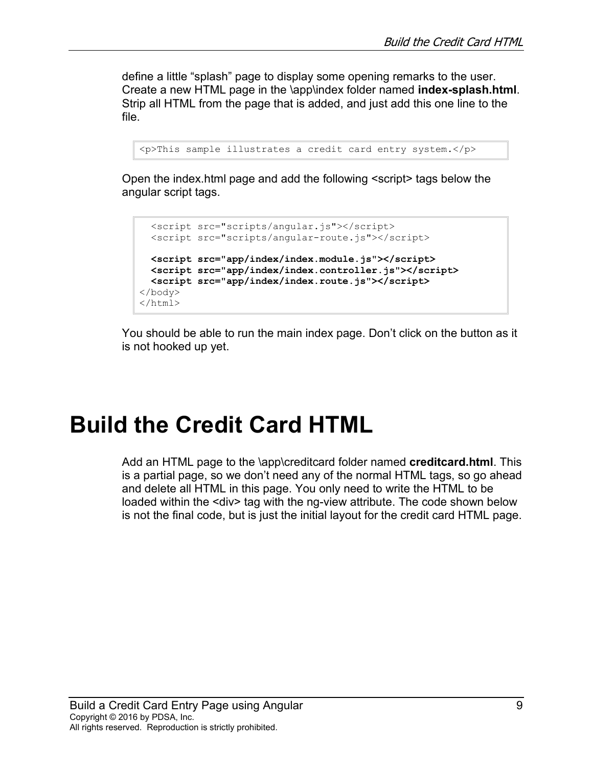define a little "splash" page to display some opening remarks to the user. Create a new HTML page in the \app\index folder named **index-splash.html**. Strip all HTML from the page that is added, and just add this one line to the file.

```
<p>This sample illustrates a credit card entry system.</p>
```

Open the index.html page and add the following <script> tags below the angular script tags.

```
  <script src="scripts/angular.js"></script>
  <script src="scripts/angular-route.js"></script>

  <script src="app/index/index.module.js"></script>
  <script src="app/index/index.controller.js"></script>
  <script src="app/index/index.route.js"></script>
</body>
</html>
```

You should be able to run the main index page. Don't click on the button as it is not hooked up yet.

# Build the Credit Card HTML

Add an HTML page to the \app\creditcard folder named **creditcard.html**. This is a partial page, so we don't need any of the normal HTML tags, so go ahead and delete all HTML in this page. You only need to write the HTML to be loaded within the <div> tag with the ng-view attribute. The code shown below is not the final code, but is just the initial layout for the credit card HTML page.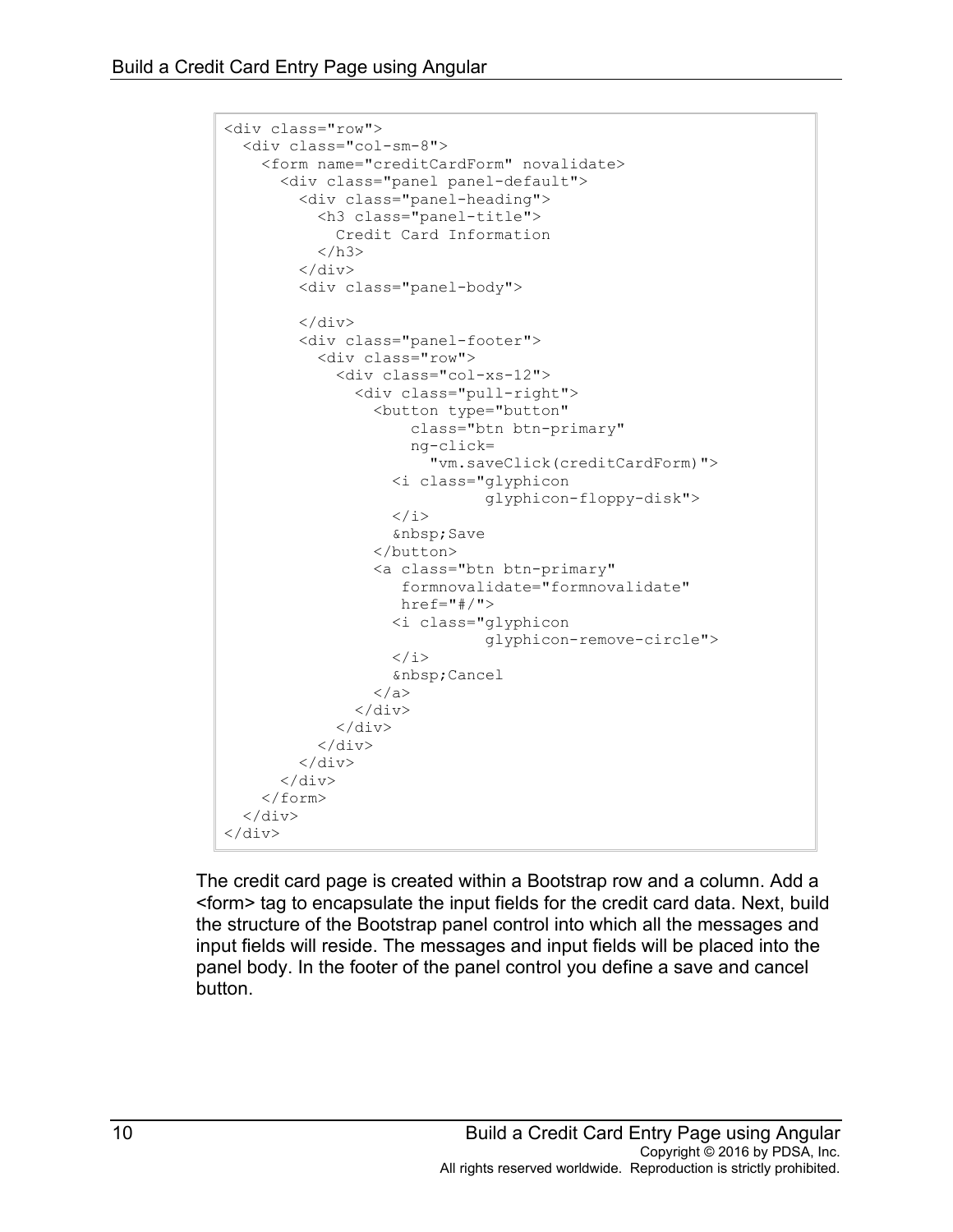```
<div class="row">
  <div class="col-sm-8">
    <form name="creditCardForm" novalidate>
      <div class="panel panel-default">
        <div class="panel-heading">
          <h3 class="panel-title">
            Credit Card Information
          </h3>
        </div>
        <div class="panel-body">

        </div>
        <div class="panel-footer">
          <div class="row">
            <div class="col-xs-12">
              <div class="pull-right">
                <button type="button"
                     class="btn btn-primary"
                     ng-click=
                       "vm.saveClick(creditCardForm)">
                  <i class="glyphicon
                            glyphicon-floppy-disk">
                  </i>
                  &nbsp;Save
                </button>
                <a class="btn btn-primary"
                    formnovalidate="formnovalidate"
                    href="#/">
                  <i class="glyphicon
                            glyphicon-remove-circle">
                  </i>
                  &nbsp;Cancel
                </a>
              </div>
            </div>
          </div>
        </div>
      </div>
    </form>
  </div>
</div>
```

The credit card page is created within a Bootstrap row and a column. Add a <form> tag to encapsulate the input fields for the credit card data. Next, build the structure of the Bootstrap panel control into which all the messages and input fields will reside. The messages and input fields will be placed into the panel body. In the footer of the panel control you define a save and cancel button.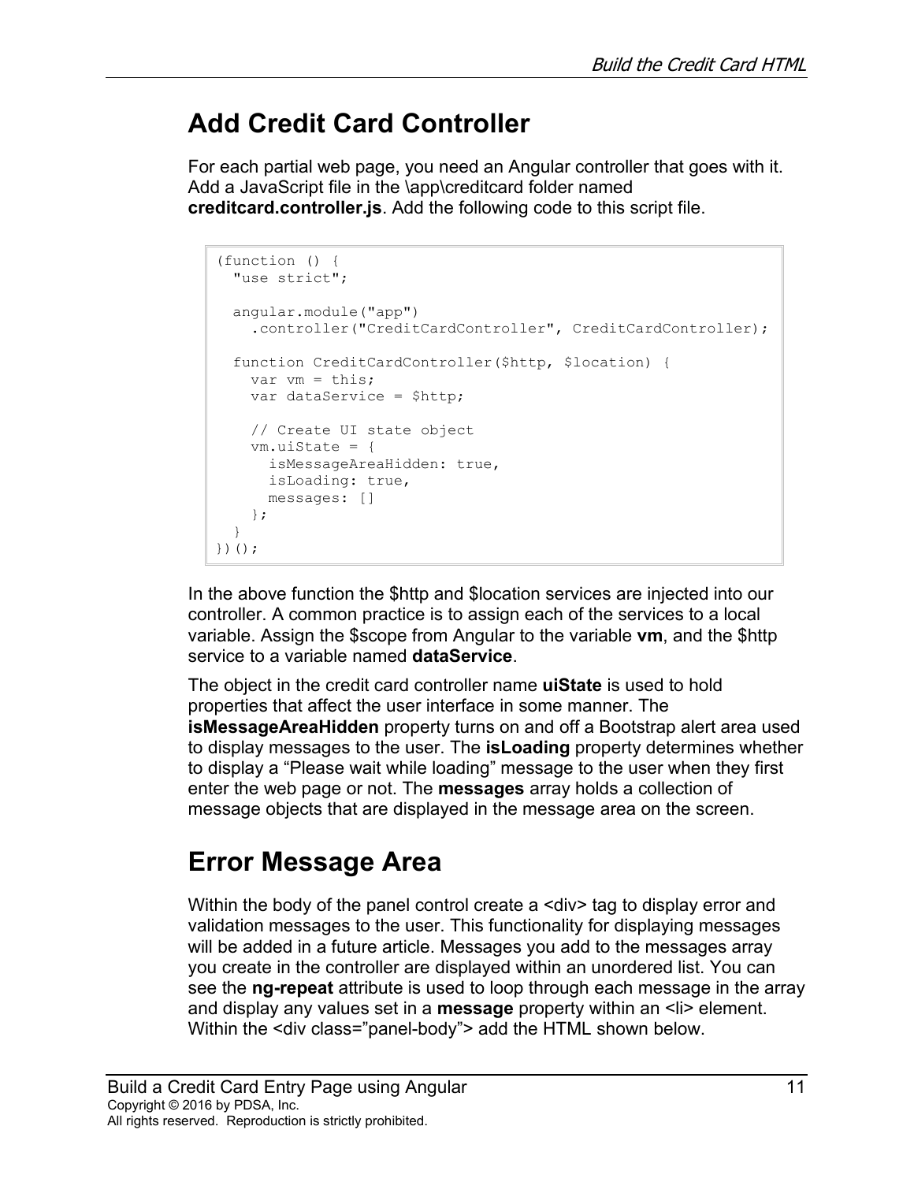# Add Credit Card Controller

For each partial web page, you need an Angular controller that goes with it. Add a JavaScript file in the \app\creditcard folder named **creditcard.controller.js**. Add the following code to this script file.

```
(function () {
  "use strict";

  angular.module("app")
    .controller("CreditCardController", CreditCardController);

  function CreditCardController($http, $location) {
    var vm = this;
    var dataService = $http;

    // Create UI state object
    vm.uiState = {
      isMessageAreaHidden: true,
      isLoading: true,
      messages: []
    };
  }
})();
```

In the above function the $http and $location services are injected into our controller. A common practice is to assign each of the services to a local variable. Assign the $scope from Angular to the variable **vm**, and the $http service to a variable named **dataService**.

The object in the credit card controller name **uiState** is used to hold properties that affect the user interface in some manner. The **isMessageAreaHidden** property turns on and off a Bootstrap alert area used to display messages to the user. The **isLoading** property determines whether to display a "Please wait while loading" message to the user when they first enter the web page or not. The **messages** array holds a collection of message objects that are displayed in the message area on the screen.

# Error Message Area

Within the body of the panel control create a <div> tag to display error and validation messages to the user. This functionality for displaying messages will be added in a future article. Messages you add to the messages array you create in the controller are displayed within an unordered list. You can see the **ng-repeat** attribute is used to loop through each message in the array and display any values set in a **message** property within an <li> element. Within the <div class="panel-body"> add the HTML shown below.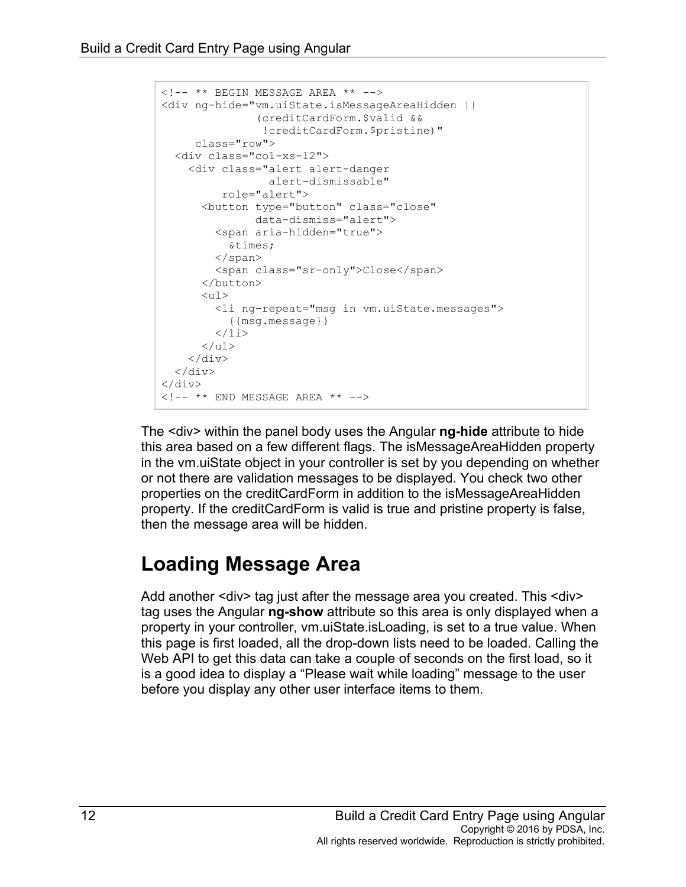```
<!-- ** BEGIN MESSAGE AREA ** -->
<div ng-hide="vm.uiState.isMessageAreaHidden ||
               (creditCardForm.$valid &&
                !creditCardForm.$pristine)"
     class="row">
  <div class="col-xs-12">
    <div class="alert alert-danger
                alert-dismissable"
         role="alert">
      <button type="button" class="close"
              data-dismiss="alert">
        <span aria-hidden="true">
          &times;
        </span>
        <span class="sr-only">Close</span>
      </button>
      <ul>
        <li ng-repeat="msg in vm.uiState.messages">
          {{msg.message}}
        </li>
      </ul>
    </div>
  </div>
</div>
<!-- ** END MESSAGE AREA ** -->
```

The <div> within the panel body uses the Angular **ng-hide** attribute to hide this area based on a few different flags. The isMessageAreaHidden property in the vm.uiState object in your controller is set by you depending on whether or not there are validation messages to be displayed. You check two other properties on the creditCardForm in addition to the isMessageAreaHidden property. If the creditCardForm is valid is true and pristine property is false, then the message area will be hidden.

## Loading Message Area

Add another <div> tag just after the message area you created. This <div> tag uses the Angular **ng-show** attribute so this area is only displayed when a property in your controller, vm.uiState.isLoading, is set to a true value. When this page is first loaded, all the drop-down lists need to be loaded. Calling the Web API to get this data can take a couple of seconds on the first load, so it is a good idea to display a “Please wait while loading” message to the user before you display any other user interface items to them.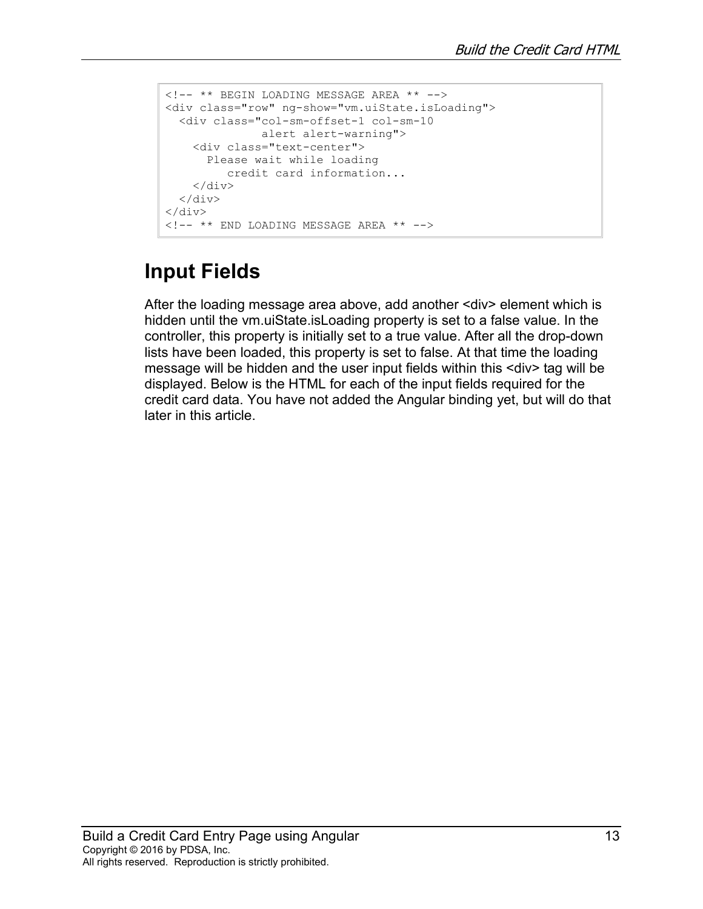```
<!-- ** BEGIN LOADING MESSAGE AREA ** -->
<div class="row" ng-show="vm.uiState.isLoading">
  <div class="col-sm-offset-1 col-sm-10
             alert alert-warning">
    <div class="text-center">
      Please wait while loading
         credit card information...
    </div>
  </div>
</div>
<!-- ** END LOADING MESSAGE AREA ** -->
```

## Input Fields

After the loading message area above, add another <div> element which is hidden until the vm.uiState.isLoading property is set to a false value. In the controller, this property is initially set to a true value. After all the drop-down lists have been loaded, this property is set to false. At that time the loading message will be hidden and the user input fields within this <div> tag will be displayed. Below is the HTML for each of the input fields required for the credit card data. You have not added the Angular binding yet, but will do that later in this article.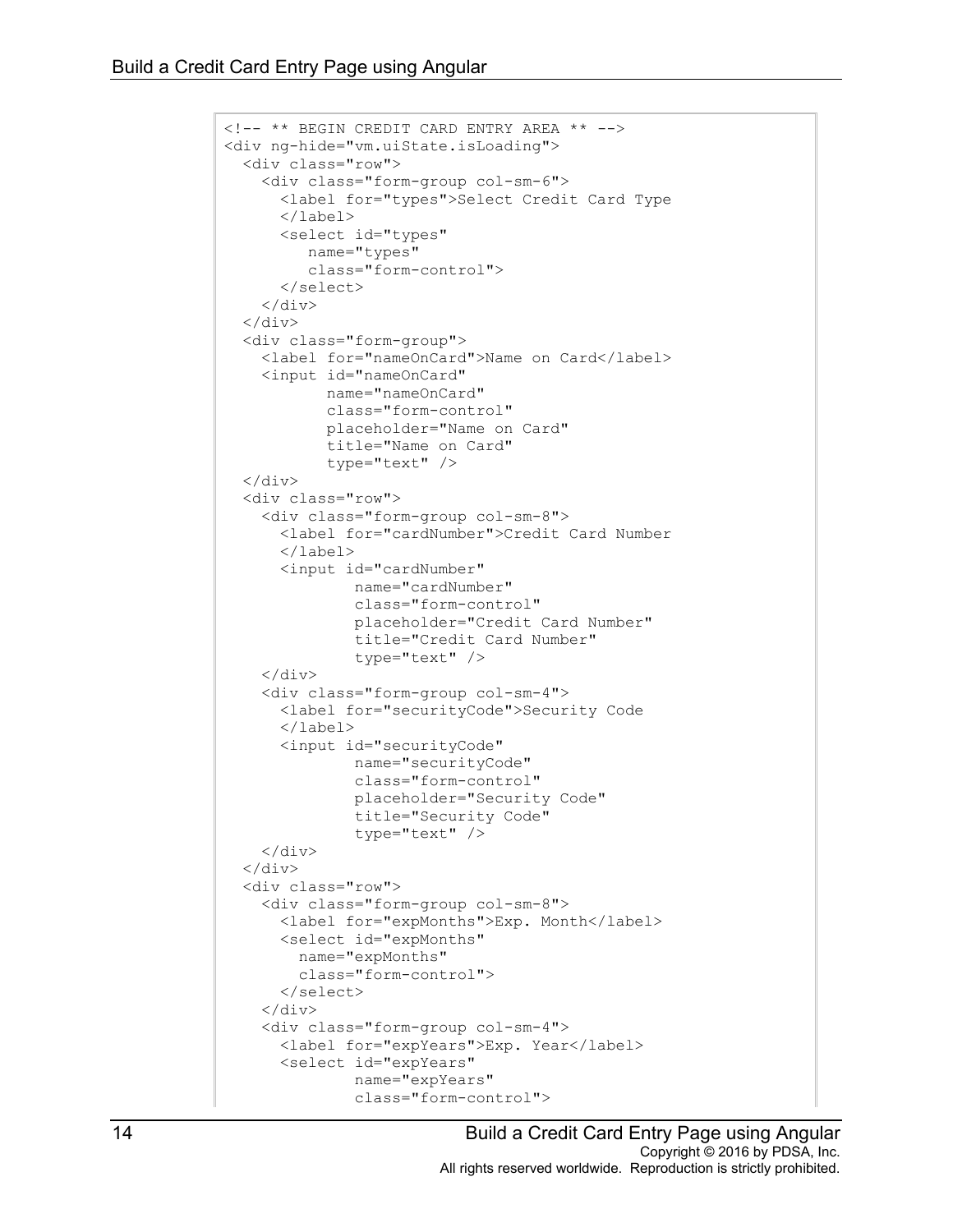```
<!-- ** BEGIN CREDIT CARD ENTRY AREA ** -->
<div ng-hide="vm.uiState.isLoading">
  <div class="row">
    <div class="form-group col-sm-6">
      <label for="types">Select Credit Card Type
      </label>
      <select id="types"
         name="types"
         class="form-control">
      </select>
    </div>
  </div>
  <div class="form-group">
    <label for="nameOnCard">Name on Card</label>
    <input id="nameOnCard"
           name="nameOnCard"
           class="form-control"
           placeholder="Name on Card"
           title="Name on Card"
           type="text" />
  </div>
  <div class="row">
    <div class="form-group col-sm-8">
      <label for="cardNumber">Credit Card Number
      </label>
      <input id="cardNumber"
              name="cardNumber"
              class="form-control"
              placeholder="Credit Card Number"
              title="Credit Card Number"
              type="text" />
    </div>
    <div class="form-group col-sm-4">
      <label for="securityCode">Security Code
      </label>
      <input id="securityCode"
              name="securityCode"
              class="form-control"
              placeholder="Security Code"
              title="Security Code"
              type="text" />
    </div>
  </div>
  <div class="row">
    <div class="form-group col-sm-8">
      <label for="expMonths">Exp. Month</label>
      <select id="expMonths"
        name="expMonths"
        class="form-control">
      </select>
    </div>
    <div class="form-group col-sm-4">
      <label for="expYears">Exp. Year</label>
      <select id="expYears"
              name="expYears"
              class="form-control">
```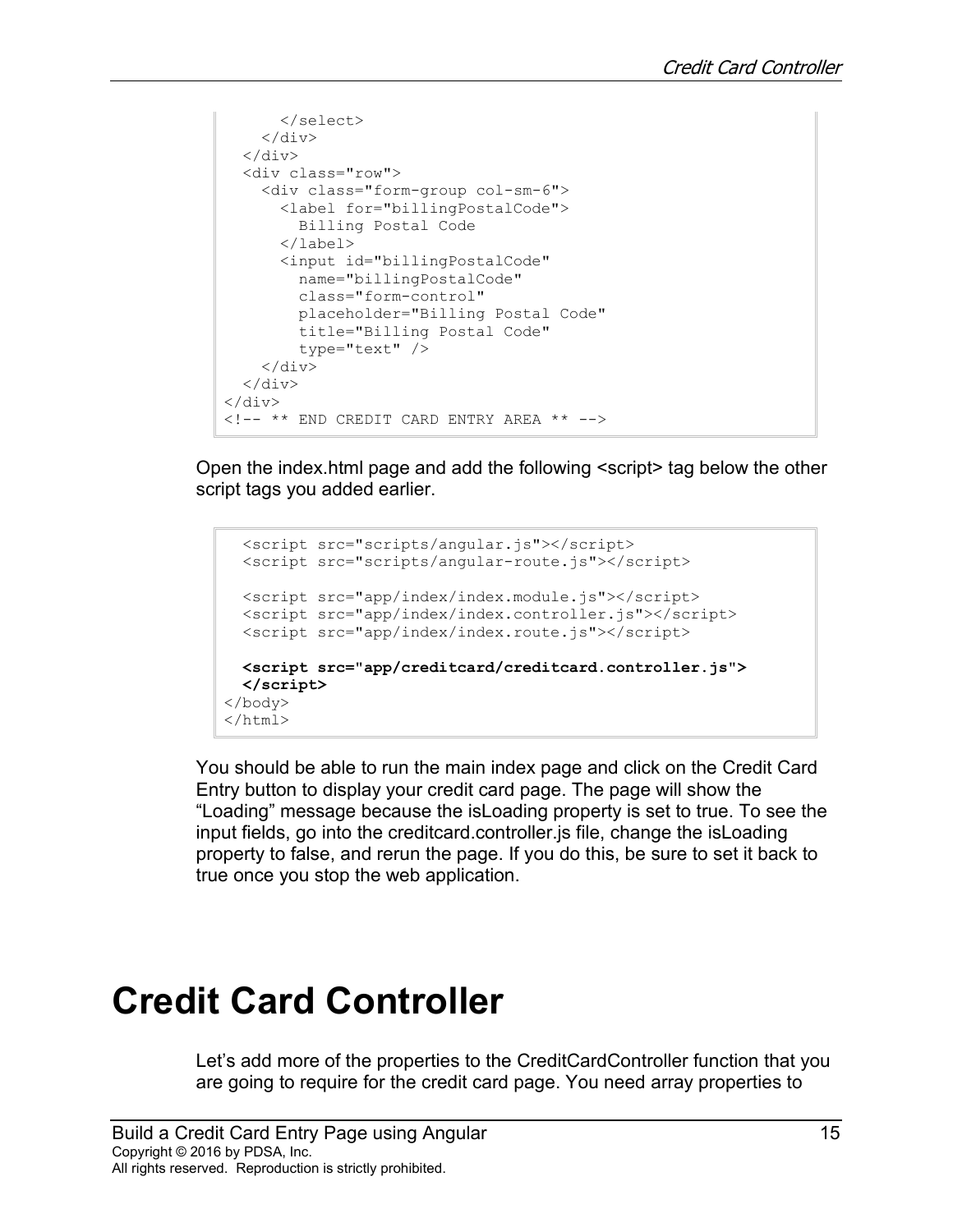```
        </select>
      </div>
    </div>
    <div class="row">
      <div class="form-group col-sm-6">
        <label for="billingPostalCode">
          Billing Postal Code
        </label>
        <input id="billingPostalCode"
          name="billingPostalCode"
          class="form-control"
          placeholder="Billing Postal Code"
          title="Billing Postal Code"
          type="text" />
      </div>
    </div>
</div>
<!-- ** END CREDIT CARD ENTRY AREA ** -->
```

Open the index.html page and add the following <script> tag below the other script tags you added earlier.

```
  <script src="scripts/angular.js"></script>
  <script src="scripts/angular-route.js"></script>

  <script src="app/index/index.module.js"></script>
  <script src="app/index/index.controller.js"></script>
  <script src="app/index/index.route.js"></script>

  <script src="app/creditcard/creditcard.controller.js">
  </script>
</body>
</html>
```

You should be able to run the main index page and click on the Credit Card Entry button to display your credit card page. The page will show the "Loading" message because the isLoading property is set to true. To see the input fields, go into the creditcard.controller.js file, change the isLoading property to false, and rerun the page. If you do this, be sure to set it back to true once you stop the web application.

# Credit Card Controller

Let's add more of the properties to the CreditCardController function that you are going to require for the credit card page. You need array properties to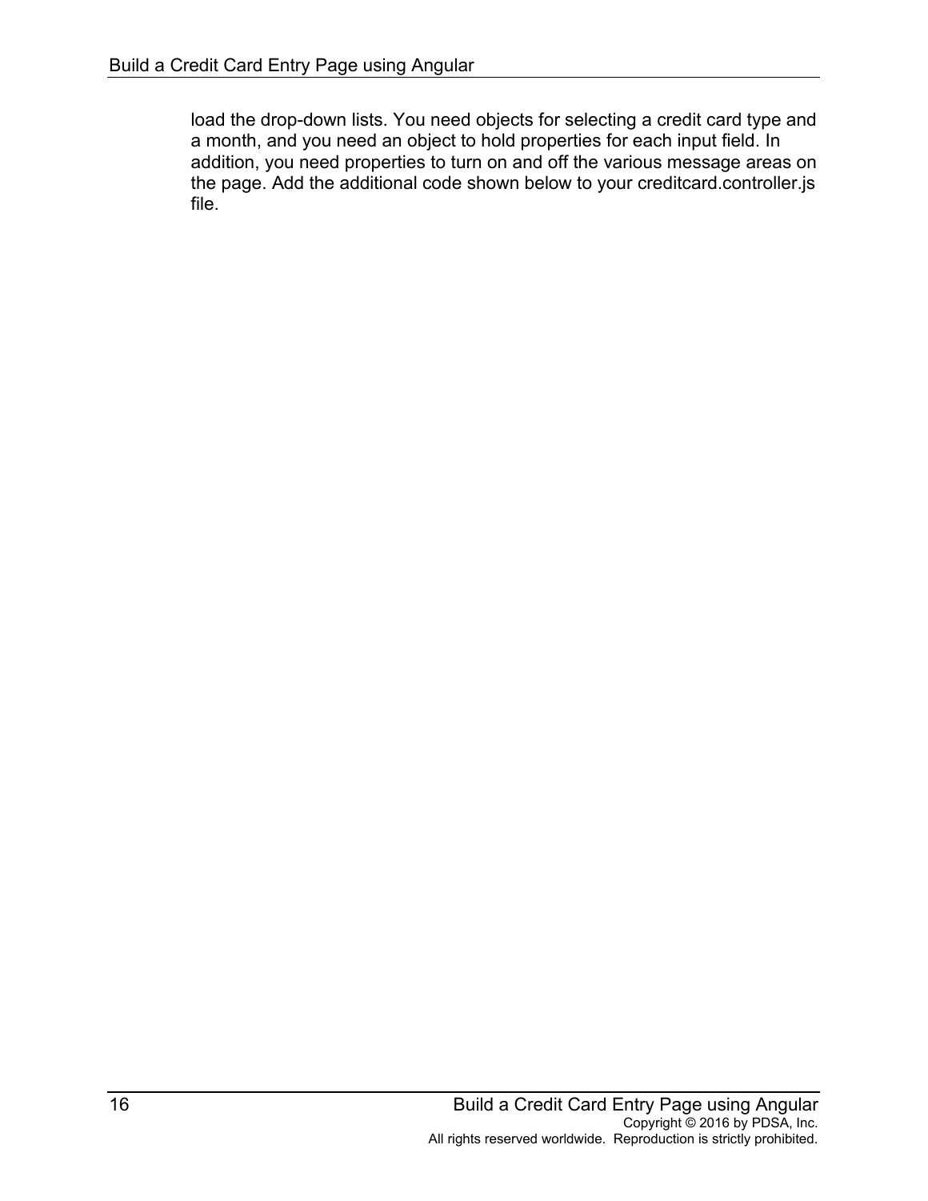load the drop-down lists. You need objects for selecting a credit card type and a month, and you need an object to hold properties for each input field. In addition, you need properties to turn on and off the various message areas on the page. Add the additional code shown below to your creditcard.controller.js file.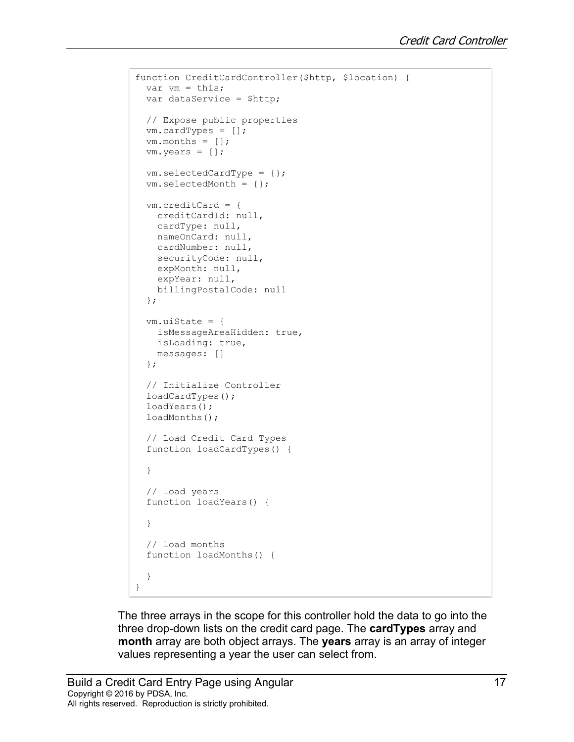```
function CreditCardController($http, $location) {
  var vm = this;
  var dataService = $http;

  // Expose public properties
  vm.cardTypes = [];
  vm.months = [];
  vm.years = [];

  vm.selectedCardType = {};
  vm.selectedMonth = {};

  vm.creditCard = {
    creditCardId: null,
    cardType: null,
    nameOnCard: null,
    cardNumber: null,
    securityCode: null,
    expMonth: null,
    expYear: null,
    billingPostalCode: null
  };

  vm.uiState = {
    isMessageAreaHidden: true,
    isLoading: true,
    messages: []
  };

  // Initialize Controller
  loadCardTypes();
  loadYears();
  loadMonths();

  // Load Credit Card Types
  function loadCardTypes() {

  }

  // Load years
  function loadYears() {

  }

  // Load months
  function loadMonths() {

  }
}
```

The three arrays in the scope for this controller hold the data to go into the three drop-down lists on the credit card page. The **cardTypes** array and **month** array are both object arrays. The **years** array is an array of integer values representing a year the user can select from.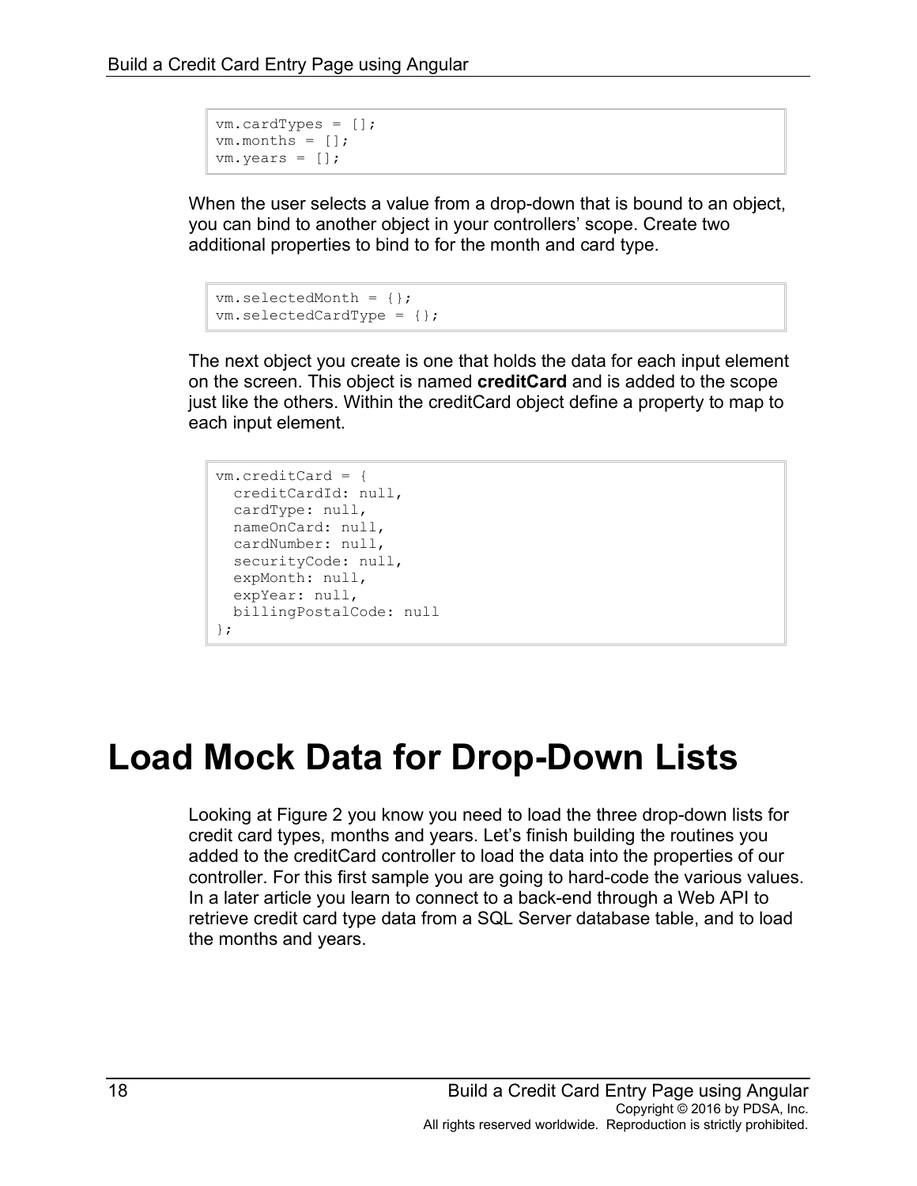```
vm.cardTypes = [];
vm.months = [];
vm.years = [];
```

When the user selects a value from a drop-down that is bound to an object, you can bind to another object in your controllers' scope. Create two additional properties to bind to for the month and card type.

```
vm.selectedMonth = {};
vm.selectedCardType = {};
```

The next object you create is one that holds the data for each input element on the screen. This object is named **creditCard** and is added to the scope just like the others. Within the creditCard object define a property to map to each input element.

```
vm.creditCard = {
  creditCardId: null,
  cardType: null,
  nameOnCard: null,
  cardNumber: null,
  securityCode: null,
  expMonth: null,
  expYear: null,
  billingPostalCode: null
};
```

# Load Mock Data for Drop-Down Lists

Looking at Figure 2 you know you need to load the three drop-down lists for credit card types, months and years. Let's finish building the routines you added to the creditCard controller to load the data into the properties of our controller. For this first sample you are going to hard-code the various values. In a later article you learn to connect to a back-end through a Web API to retrieve credit card type data from a SQL Server database table, and to load the months and years.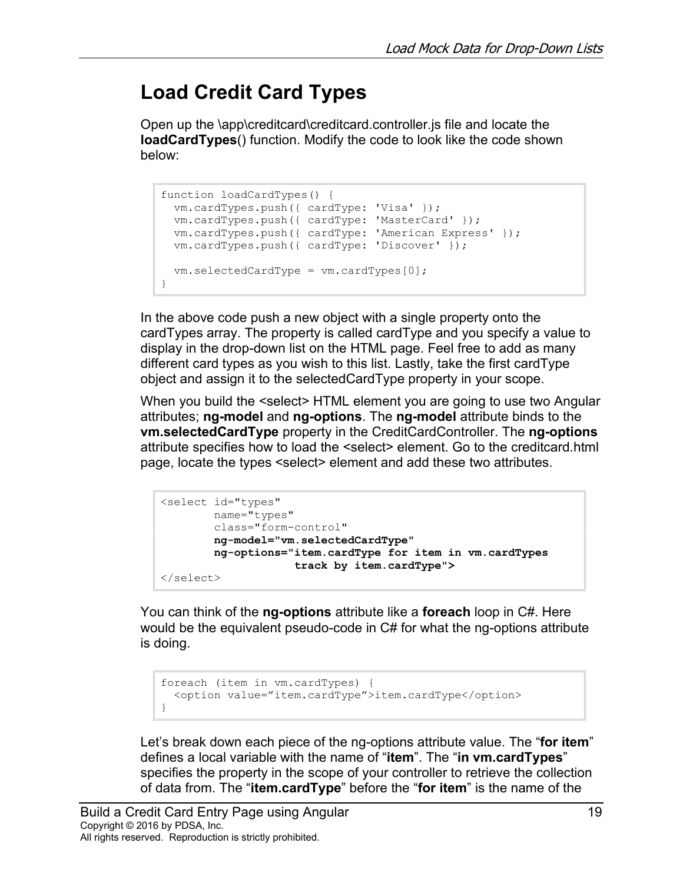## Load Credit Card Types

Open up the \app\creditcard\creditcard.controller.js file and locate the **loadCardTypes**() function. Modify the code to look like the code shown below:

```
function loadCardTypes() {
  vm.cardTypes.push({ cardType: 'Visa' });
  vm.cardTypes.push({ cardType: 'MasterCard' });
  vm.cardTypes.push({ cardType: 'American Express' });
  vm.cardTypes.push({ cardType: 'Discover' });

  vm.selectedCardType = vm.cardTypes[0];
}
```

In the above code push a new object with a single property onto the cardTypes array. The property is called cardType and you specify a value to display in the drop-down list on the HTML page. Feel free to add as many different card types as you wish to this list. Lastly, take the first cardType object and assign it to the selectedCardType property in your scope.

When you build the <select> HTML element you are going to use two Angular attributes; **ng-model** and **ng-options**. The **ng-model** attribute binds to the **vm.selectedCardType** property in the CreditCardController. The **ng-options** attribute specifies how to load the <select> element. Go to the creditcard.html page, locate the types <select> element and add these two attributes.

```
<select id="types"
        name="types"
        class="form-control"
        ng-model="vm.selectedCardType"
        ng-options="item.cardType for item in vm.cardTypes
                    track by item.cardType">
</select>
```

You can think of the **ng-options** attribute like a **foreach** loop in C#. Here would be the equivalent pseudo-code in C# for what the ng-options attribute is doing.

```
foreach (item in vm.cardTypes) {
  <option value="item.cardType">item.cardType</option>
}
```

Let's break down each piece of the ng-options attribute value. The "**for item**" defines a local variable with the name of "**item**". The "**in vm.cardTypes**" specifies the property in the scope of your controller to retrieve the collection of data from. The "**item.cardType**" before the "**for item**" is the name of the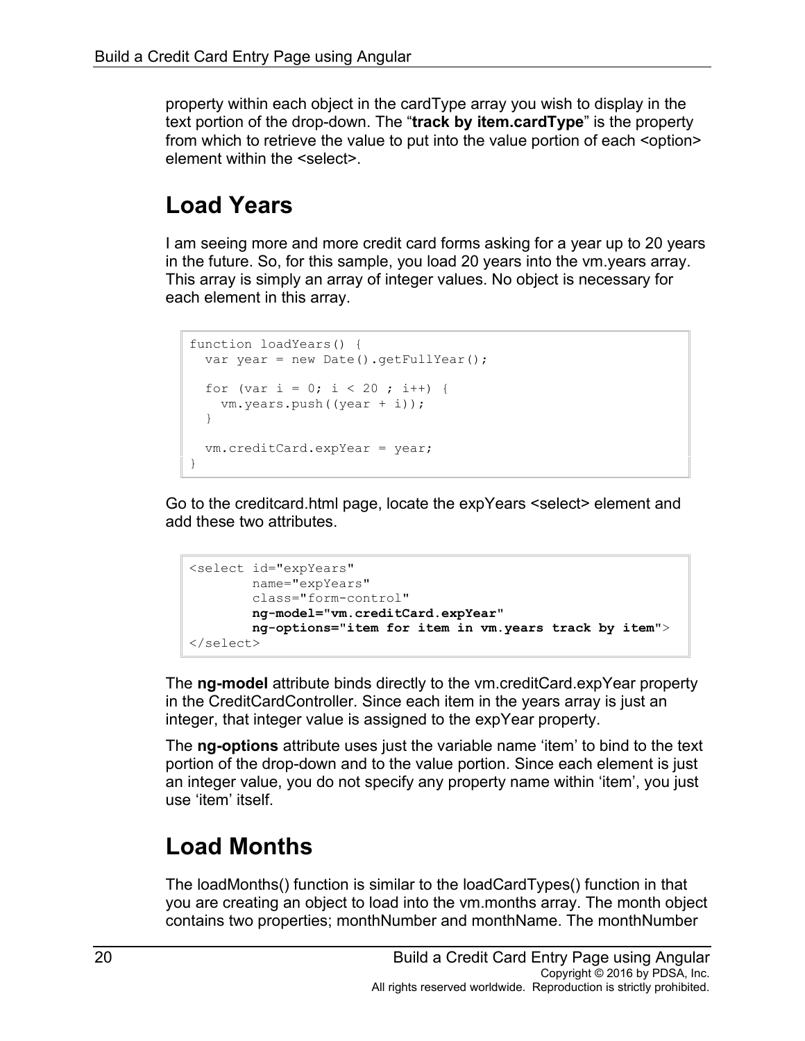property within each object in the cardType array you wish to display in the text portion of the drop-down. The "**track by item.cardType**" is the property from which to retrieve the value to put into the value portion of each <option> element within the <select>.

## Load Years

I am seeing more and more credit card forms asking for a year up to 20 years in the future. So, for this sample, you load 20 years into the vm.years array. This array is simply an array of integer values. No object is necessary for each element in this array.

```
function loadYears() {
  var year = new Date().getFullYear();

  for (var i = 0; i < 20 ; i++) {
    vm.years.push((year + i));
  }

  vm.creditCard.expYear = year;
}
```

Go to the creditcard.html page, locate the expYears <select> element and add these two attributes.

```
<select id="expYears"
        name="expYears"
        class="form-control"
        ng-model="vm.creditCard.expYear"
        ng-options="item for item in vm.years track by item">
</select>
```

The **ng-model** attribute binds directly to the vm.creditCard.expYear property in the CreditCardController. Since each item in the years array is just an integer, that integer value is assigned to the expYear property.

The **ng-options** attribute uses just the variable name 'item' to bind to the text portion of the drop-down and to the value portion. Since each element is just an integer value, you do not specify any property name within 'item', you just use 'item' itself.

## Load Months

The loadMonths() function is similar to the loadCardTypes() function in that you are creating an object to load into the vm.months array. The month object contains two properties; monthNumber and monthName. The monthNumber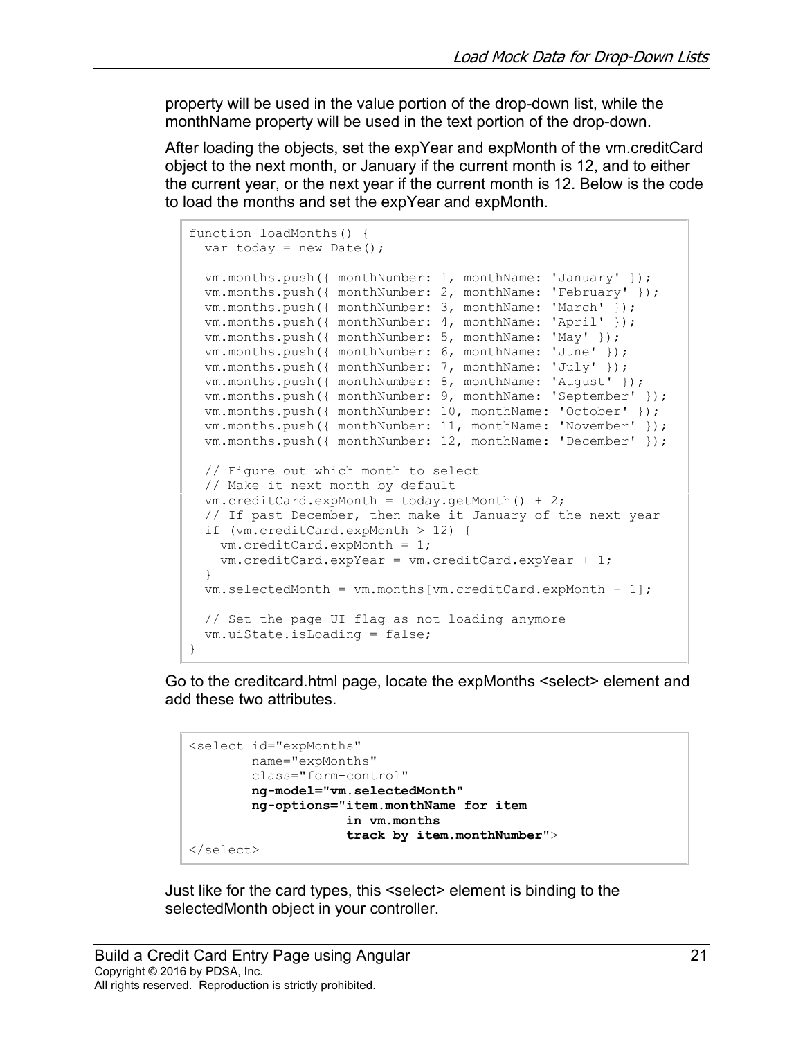property will be used in the value portion of the drop-down list, while the monthName property will be used in the text portion of the drop-down.

After loading the objects, set the expYear and expMonth of the vm.creditCard object to the next month, or January if the current month is 12, and to either the current year, or the next year if the current month is 12. Below is the code to load the months and set the expYear and expMonth.

```
function loadMonths() {
  var today = new Date();

  vm.months.push({ monthNumber: 1, monthName: 'January' });
  vm.months.push({ monthNumber: 2, monthName: 'February' });
  vm.months.push({ monthNumber: 3, monthName: 'March' });
  vm.months.push({ monthNumber: 4, monthName: 'April' });
  vm.months.push({ monthNumber: 5, monthName: 'May' });
  vm.months.push({ monthNumber: 6, monthName: 'June' });
  vm.months.push({ monthNumber: 7, monthName: 'July' });
  vm.months.push({ monthNumber: 8, monthName: 'August' });
  vm.months.push({ monthNumber: 9, monthName: 'September' });
  vm.months.push({ monthNumber: 10, monthName: 'October' });
  vm.months.push({ monthNumber: 11, monthName: 'November' });
  vm.months.push({ monthNumber: 12, monthName: 'December' });

  // Figure out which month to select
  // Make it next month by default
  vm.creditCard.expMonth = today.getMonth() + 2;
  // If past December, then make it January of the next year
  if (vm.creditCard.expMonth > 12) {
    vm.creditCard.expMonth = 1;
    vm.creditCard.expYear = vm.creditCard.expYear + 1;
  }
  vm.selectedMonth = vm.months[vm.creditCard.expMonth - 1];

  // Set the page UI flag as not loading anymore
  vm.uiState.isLoading = false;
}
```

Go to the creditcard.html page, locate the expMonths <select> element and add these two attributes.

```
<select id="expMonths"
        name="expMonths"
        class="form-control"
        ng-model="vm.selectedMonth"
        ng-options="item.monthName for item
                    in vm.months
                    track by item.monthNumber">
</select>
```

Just like for the card types, this <select> element is binding to the selectedMonth object in your controller.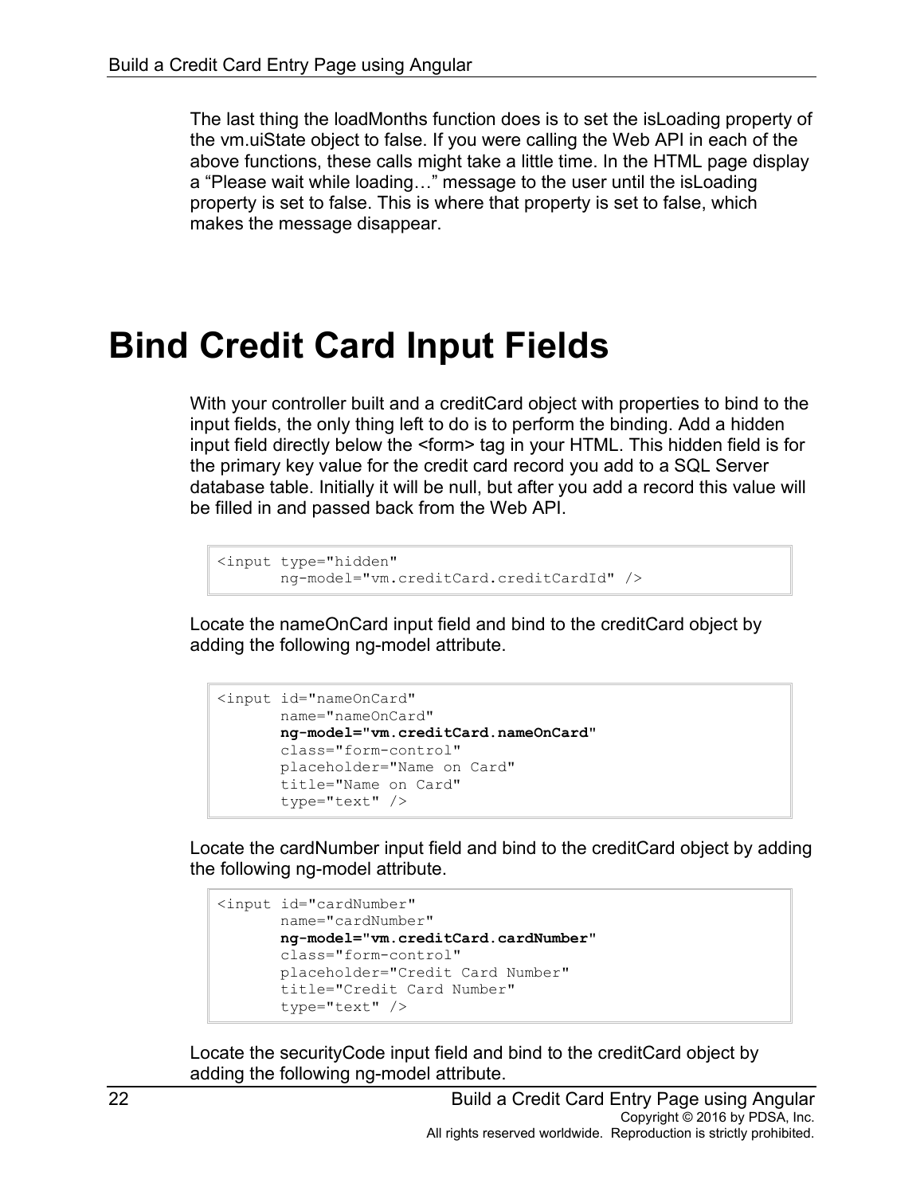The last thing the loadMonths function does is to set the isLoading property of the vm.uiState object to false. If you were calling the Web API in each of the above functions, these calls might take a little time. In the HTML page display a "Please wait while loading…" message to the user until the isLoading property is set to false. This is where that property is set to false, which makes the message disappear.

# Bind Credit Card Input Fields

With your controller built and a creditCard object with properties to bind to the input fields, the only thing left to do is to perform the binding. Add a hidden input field directly below the <form> tag in your HTML. This hidden field is for the primary key value for the credit card record you add to a SQL Server database table. Initially it will be null, but after you add a record this value will be filled in and passed back from the Web API.

```
<input type="hidden"
       ng-model="vm.creditCard.creditCardId" />
```

Locate the nameOnCard input field and bind to the creditCard object by adding the following ng-model attribute.

```
<input id="nameOnCard"
       name="nameOnCard"
       ng-model="vm.creditCard.nameOnCard"
       class="form-control"
       placeholder="Name on Card"
       title="Name on Card"
       type="text" />
```

Locate the cardNumber input field and bind to the creditCard object by adding the following ng-model attribute.

```
<input id="cardNumber"
       name="cardNumber"
       ng-model="vm.creditCard.cardNumber"
       class="form-control"
       placeholder="Credit Card Number"
       title="Credit Card Number"
       type="text" />
```

Locate the securityCode input field and bind to the creditCard object by adding the following ng-model attribute.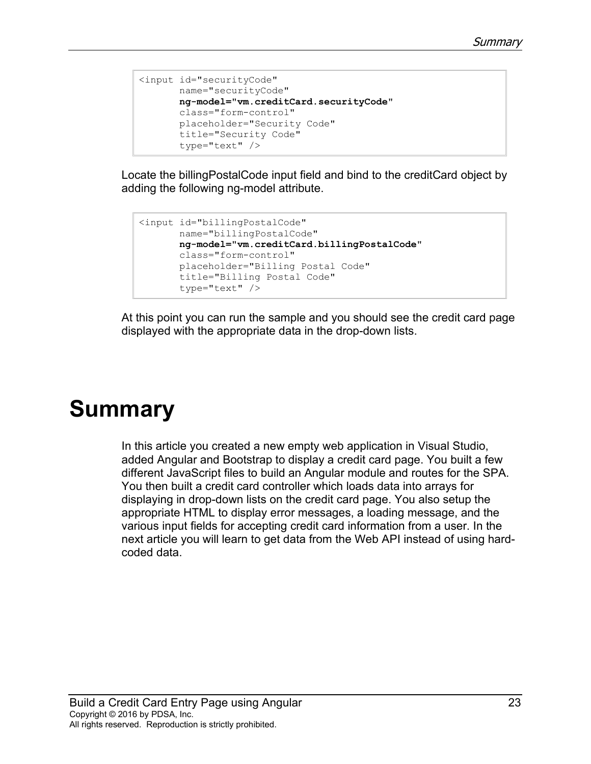```
<input id="securityCode"
       name="securityCode"
       ng-model="vm.creditCard.securityCode"
       class="form-control"
       placeholder="Security Code"
       title="Security Code"
       type="text" />
```

Locate the billingPostalCode input field and bind to the creditCard object by adding the following ng-model attribute.

```
<input id="billingPostalCode"
       name="billingPostalCode"
       ng-model="vm.creditCard.billingPostalCode"
       class="form-control"
       placeholder="Billing Postal Code"
       title="Billing Postal Code"
       type="text" />
```

At this point you can run the sample and you should see the credit card page displayed with the appropriate data in the drop-down lists.

# Summary

In this article you created a new empty web application in Visual Studio, added Angular and Bootstrap to display a credit card page. You built a few different JavaScript files to build an Angular module and routes for the SPA. You then built a credit card controller which loads data into arrays for displaying in drop-down lists on the credit card page. You also setup the appropriate HTML to display error messages, a loading message, and the various input fields for accepting credit card information from a user. In the next article you will learn to get data from the Web API instead of using hard-coded data.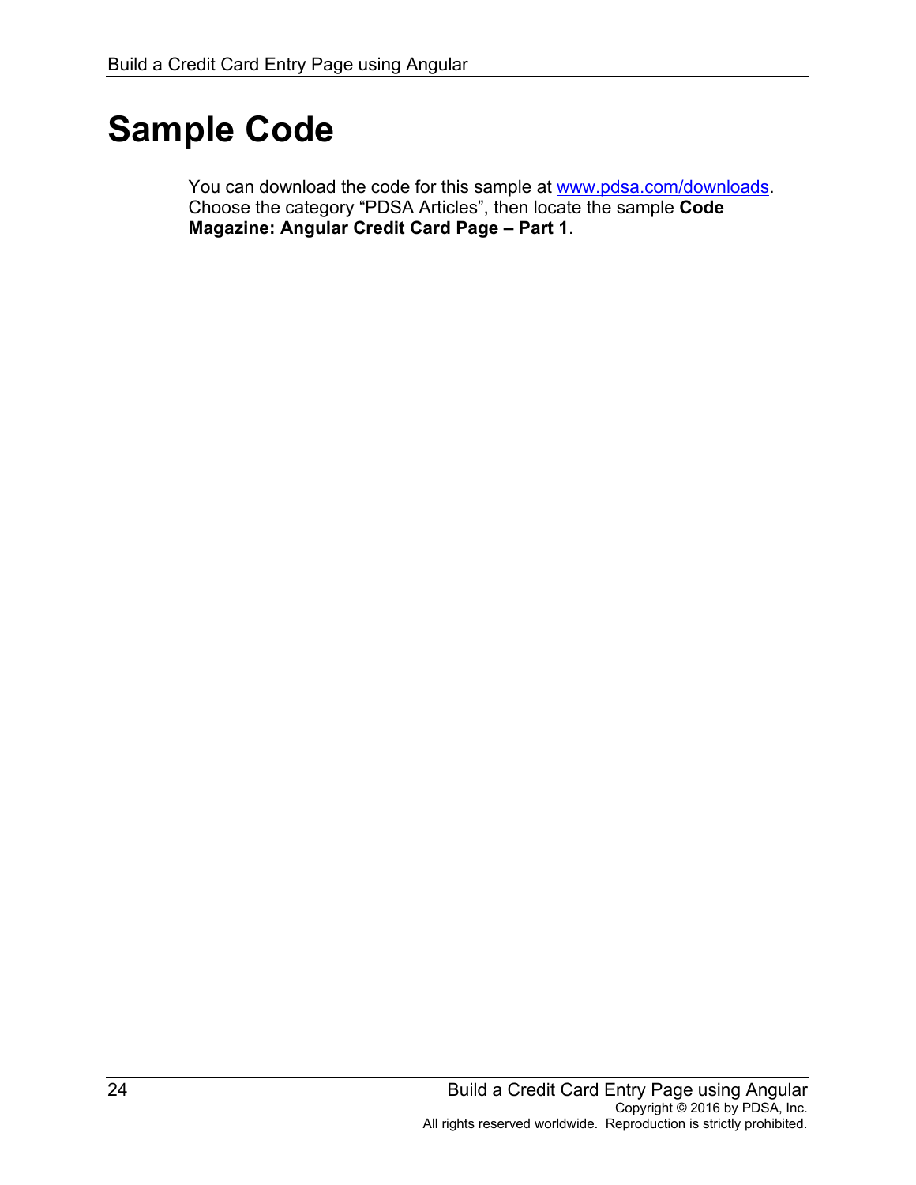# Sample Code

You can download the code for this sample at [www.pdsa.com/downloads](http://www.pdsa.com/downloads). Choose the category “PDSA Articles”, then locate the sample **Code Magazine: Angular Credit Card Page – Part 1**.